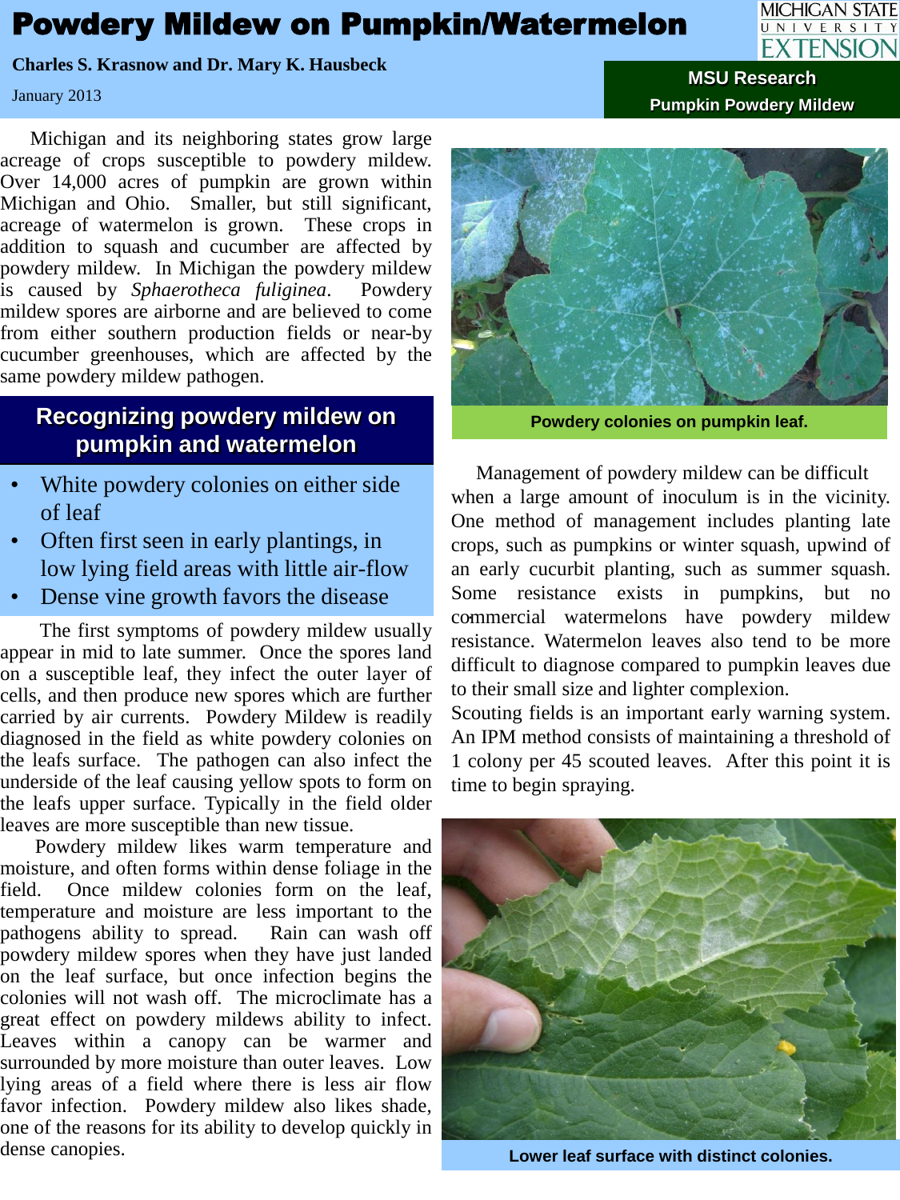# Powdery Mildew on Pumpkin/Watermelon

**Charles S. Krasnow and Dr. Mary K. Hausbeck**

January 2013

MICHIGAN STATE UNIVERSITY EXTENSION

**MSU Research**
**Pumpkin Powdery Mildew**

Michigan and its neighboring states grow large acreage of crops susceptible to powdery mildew. Over 14,000 acres of pumpkin are grown within Michigan and Ohio. Smaller, but still significant, acreage of watermelon is grown. These crops in addition to squash and cucumber are affected by powdery mildew. In Michigan the powdery mildew is caused by *Sphaerotheca fuliginea*. Powdery mildew spores are airborne and are believed to come from either southern production fields or near-by cucumber greenhouses, which are affected by the same powdery mildew pathogen.

## Recognizing powdery mildew on pumpkin and watermelon

- White powdery colonies on either side of leaf
- Often first seen in early plantings, in low lying field areas with little air-flow
- Dense vine growth favors the disease

The first symptoms of powdery mildew usually appear in mid to late summer. Once the spores land on a susceptible leaf, they infect the outer layer of cells, and then produce new spores which are further carried by air currents. Powdery Mildew is readily diagnosed in the field as white powdery colonies on the leafs surface. The pathogen can also infect the underside of the leaf causing yellow spots to form on the leafs upper surface. Typically in the field older leaves are more susceptible than new tissue.

Powdery mildew likes warm temperature and moisture, and often forms within dense foliage in the field. Once mildew colonies form on the leaf, temperature and moisture are less important to the pathogens ability to spread. Rain can wash off powdery mildew spores when they have just landed on the leaf surface, but once infection begins the colonies will not wash off. The microclimate has a great effect on powdery mildews ability to infect. Leaves within a canopy can be warmer and surrounded by more moisture than outer leaves. Low lying areas of a field where there is less air flow favor infection. Powdery mildew also likes shade, one of the reasons for its ability to develop quickly in dense canopies.

Powdery colonies on pumpkin leaf.

Management of powdery mildew can be difficult when a large amount of inoculum is in the vicinity. One method of management includes planting late crops, such as pumpkins or winter squash, upwind of an early cucurbit planting, such as summer squash. Some resistance exists in pumpkins, but no commercial watermelons have powdery mildew resistance. Watermelon leaves also tend to be more difficult to diagnose compared to pumpkin leaves due to their small size and lighter complexion.

Scouting fields is an important early warning system. An IPM method consists of maintaining a threshold of 1 colony per 45 scouted leaves. After this point it is time to begin spraying.

Lower leaf surface with distinct colonies.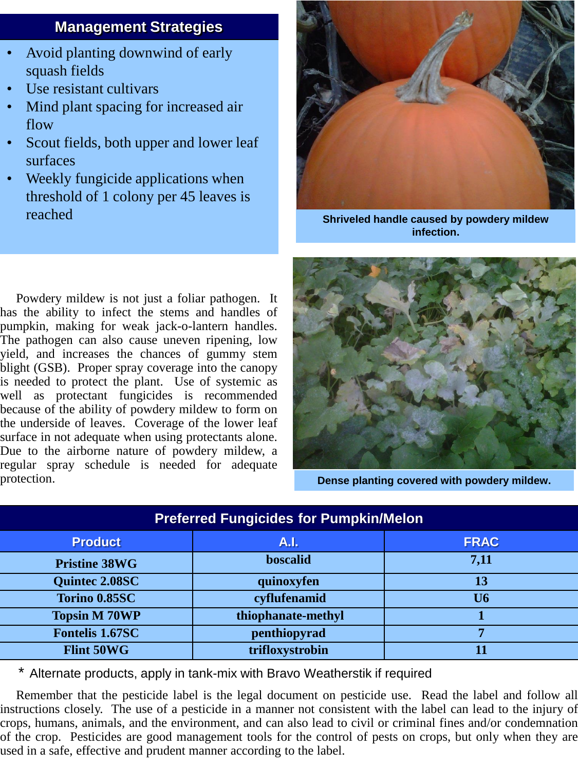## Management Strategies

- Avoid planting downwind of early squash fields
- Use resistant cultivars
- Mind plant spacing for increased air flow
- Scout fields, both upper and lower leaf surfaces
- Weekly fungicide applications when threshold of 1 colony per 45 leaves is reached

Shriveled handle caused by powdery mildew infection.

Powdery mildew is not just a foliar pathogen. It has the ability to infect the stems and handles of pumpkin, making for weak jack-o-lantern handles. The pathogen can also cause uneven ripening, low yield, and increases the chances of gummy stem blight (GSB). Proper spray coverage into the canopy is needed to protect the plant. Use of systemic as well as protectant fungicides is recommended because of the ability of powdery mildew to form on the underside of leaves. Coverage of the lower leaf surface in not adequate when using protectants alone. Due to the airborne nature of powdery mildew, a regular spray schedule is needed for adequate protection.

Dense planting covered with powdery mildew.

## Preferred Fungicides for Pumpkin/Melon

| Product | A.I. | FRAC |
|---|---|---|
| Pristine 38WG | boscalid | 7,11 |
| Quintec 2.08SC | quinoxyfen | 13 |
| Torino 0.85SC | cyflufenamid | U6 |
| Topsin M 70WP | thiophanate-methyl | 1 |
| Fontelis 1.67SC | penthiopyrad | 7 |
| Flint 50WG | trifloxystrobin | 11 |

* Alternate products, apply in tank-mix with Bravo Weatherstik if required

Remember that the pesticide label is the legal document on pesticide use. Read the label and follow all instructions closely. The use of a pesticide in a manner not consistent with the label can lead to the injury of crops, humans, animals, and the environment, and can also lead to civil or criminal fines and/or condemnation of the crop. Pesticides are good management tools for the control of pests on crops, but only when they are used in a safe, effective and prudent manner according to the label.